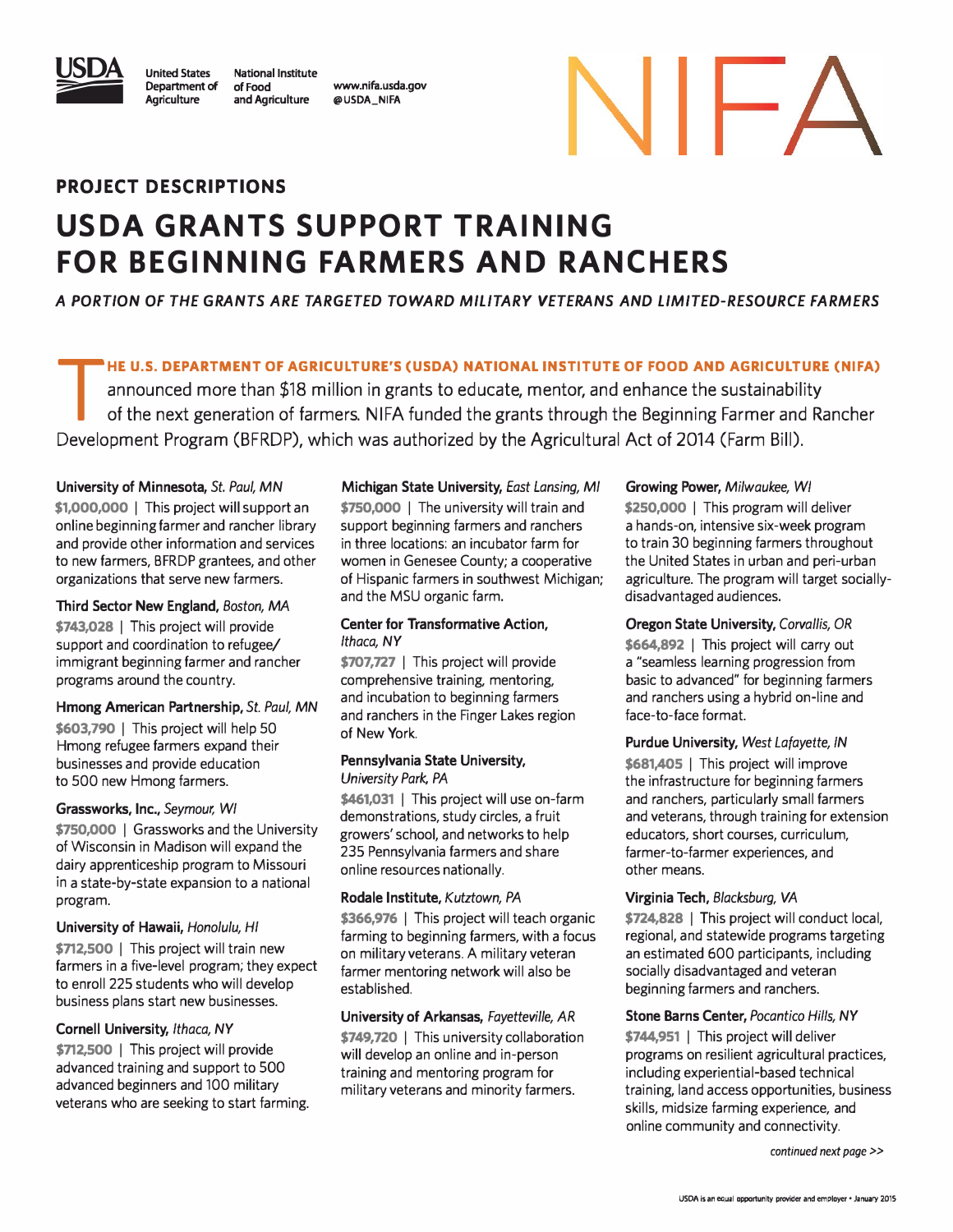United States Department of Agriculture

National Institute of Food and Agriculture

www.nifa.usda.gov
@USDA_NIFA

NIFA

**PROJECT DESCRIPTIONS**

# USDA GRANTS SUPPORT TRAINING FOR BEGINNING FARMERS AND RANCHERS

***A PORTION OF THE GRANTS ARE TARGETED TOWARD MILITARY VETERANS AND LIMITED-RESOURCE FARMERS***

**THE U.S. DEPARTMENT OF AGRICULTURE'S (USDA) NATIONAL INSTITUTE OF FOOD AND AGRICULTURE (NIFA)** announced more than $18 million in grants to educate, mentor, and enhance the sustainability of the next generation of farmers. NIFA funded the grants through the Beginning Farmer and Rancher Development Program (BFRDP), which was authorized by the Agricultural Act of 2014 (Farm Bill).

**University of Minnesota,** *St. Paul, MN*
**$1,000,000** | This project will support an online beginning farmer and rancher library and provide other information and services to new farmers, BFRDP grantees, and other organizations that serve new farmers.

**Third Sector New England,** *Boston, MA*
**$743,028** | This project will provide support and coordination to refugee/immigrant beginning farmer and rancher programs around the country.

**Hmong American Partnership,** *St. Paul, MN*
**$603,790** | This project will help 50 Hmong refugee farmers expand their businesses and provide education to 500 new Hmong farmers.

**Grassworks, Inc.,** *Seymour, WI*
**$750,000** | Grassworks and the University of Wisconsin in Madison will expand the dairy apprenticeship program to Missouri in a state-by-state expansion to a national program.

**University of Hawaii,** *Honolulu, HI*
**$712,500** | This project will train new farmers in a five-level program; they expect to enroll 225 students who will develop business plans start new businesses.

**Cornell University,** *Ithaca, NY*
**$712,500** | This project will provide advanced training and support to 500 advanced beginners and 100 military veterans who are seeking to start farming.

**Michigan State University,** *East Lansing, MI*
**$750,000** | The university will train and support beginning farmers and ranchers in three locations: an incubator farm for women in Genesee County; a cooperative of Hispanic farmers in southwest Michigan; and the MSU organic farm.

**Center for Transformative Action,** *Ithaca, NY*
**$707,727** | This project will provide comprehensive training, mentoring, and incubation to beginning farmers and ranchers in the Finger Lakes region of New York.

**Pennsylvania State University,** *University Park, PA*
**$461,031** | This project will use on-farm demonstrations, study circles, a fruit growers' school, and networks to help 235 Pennsylvania farmers and share online resources nationally.

**Rodale Institute,** *Kutztown, PA*
**$366,976** | This project will teach organic farming to beginning farmers, with a focus on military veterans. A military veteran farmer mentoring network will also be established.

**University of Arkansas,** *Fayetteville, AR*
**$749,720** | This university collaboration will develop an online and in-person training and mentoring program for military veterans and minority farmers.

**Growing Power,** *Milwaukee, WI*
**$250,000** | This program will deliver a hands-on, intensive six-week program to train 30 beginning farmers throughout the United States in urban and peri-urban agriculture. The program will target socially-disadvantaged audiences.

**Oregon State University,** *Corvallis, OR*
**$664,892** | This project will carry out a "seamless learning progression from basic to advanced" for beginning farmers and ranchers using a hybrid on-line and face-to-face format.

**Purdue University,** *West Lafayette, IN*
**$681,405** | This project will improve the infrastructure for beginning farmers and ranchers, particularly small farmers and veterans, through training for extension educators, short courses, curriculum, farmer-to-farmer experiences, and other means.

**Virginia Tech,** *Blacksburg, VA*
**$724,828** | This project will conduct local, regional, and statewide programs targeting an estimated 600 participants, including socially disadvantaged and veteran beginning farmers and ranchers.

**Stone Barns Center,** *Pocantico Hills, NY*
**$744,951** | This project will deliver programs on resilient agricultural practices, including experiential-based technical training, land access opportunities, business skills, midsize farming experience, and online community and connectivity.

*continued next page >>*

USDA is an equal opportunity provider and employer • January 2015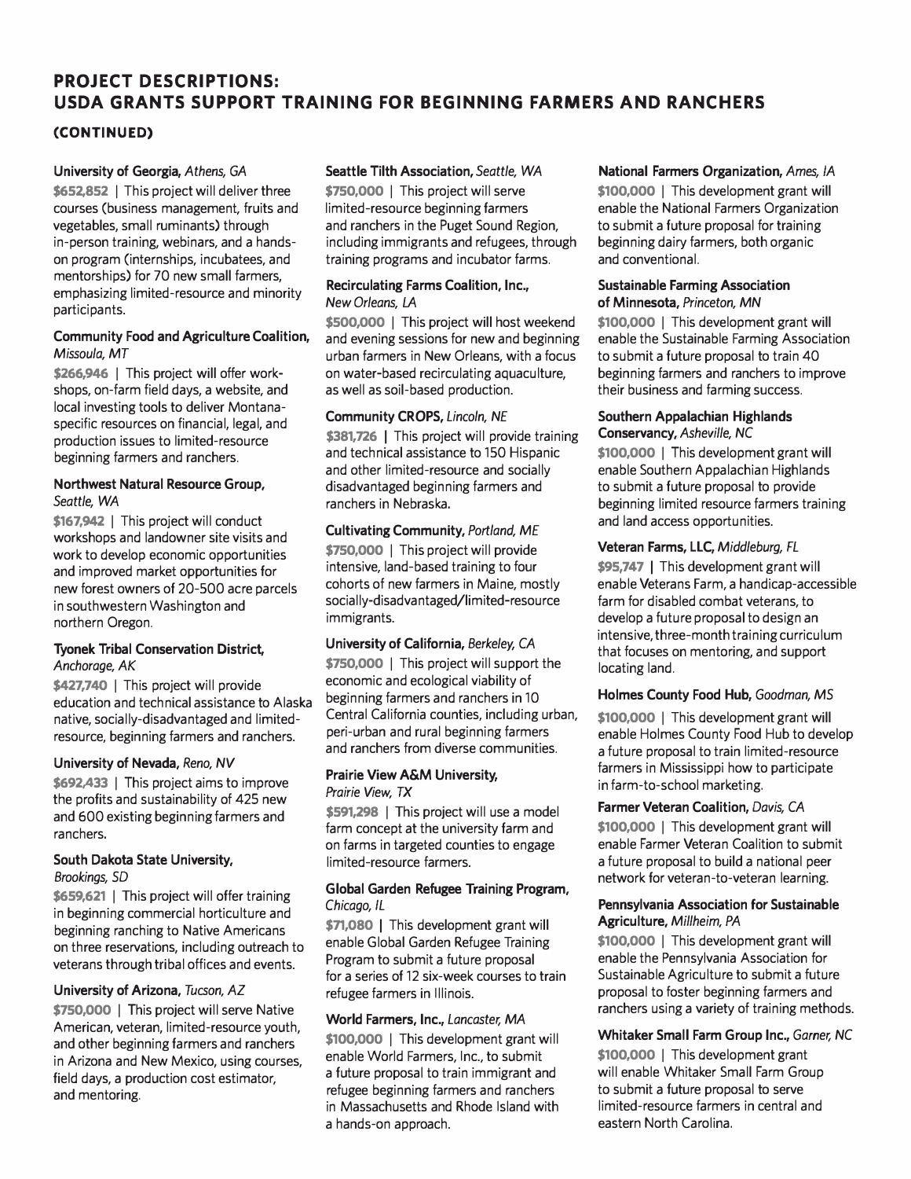# PROJECT DESCRIPTIONS: USDA GRANTS SUPPORT TRAINING FOR BEGINNING FARMERS AND RANCHERS

**(CONTINUED)**

**University of Georgia,** *Athens, GA*

$652,852 | This project will deliver three courses (business management, fruits and vegetables, small ruminants) through in-person training, webinars, and a hands-on program (internships, incubatees, and mentorships) for 70 new small farmers, emphasizing limited-resource and minority participants.

**Community Food and Agriculture Coalition,** *Missoula, MT*

$266,946 | This project will offer workshops, on-farm field days, a website, and local investing tools to deliver Montana-specific resources on financial, legal, and production issues to limited-resource beginning farmers and ranchers.

**Northwest Natural Resource Group,** *Seattle, WA*

$167,942 | This project will conduct workshops and landowner site visits and work to develop economic opportunities and improved market opportunities for new forest owners of 20-500 acre parcels in southwestern Washington and northern Oregon.

**Tyonek Tribal Conservation District,** *Anchorage, AK*

$427,740 | This project will provide education and technical assistance to Alaska native, socially-disadvantaged and limited-resource, beginning farmers and ranchers.

**University of Nevada,** *Reno, NV*

$692,433 | This project aims to improve the profits and sustainability of 425 new and 600 existing beginning farmers and ranchers.

**South Dakota State University,** *Brookings, SD*

$659,621 | This project will offer training in beginning commercial horticulture and beginning ranching to Native Americans on three reservations, including outreach to veterans through tribal offices and events.

**University of Arizona,** *Tucson, AZ*

$750,000 | This project will serve Native American, veteran, limited-resource youth, and other beginning farmers and ranchers in Arizona and New Mexico, using courses, field days, a production cost estimator, and mentoring.

**Seattle Tilth Association,** *Seattle, WA*

$750,000 | This project will serve limited-resource beginning farmers and ranchers in the Puget Sound Region, including immigrants and refugees, through training programs and incubator farms.

**Recirculating Farms Coalition, Inc.,** *New Orleans, LA*

$500,000 | This project will host weekend and evening sessions for new and beginning urban farmers in New Orleans, with a focus on water-based recirculating aquaculture, as well as soil-based production.

**Community CROPS,** *Lincoln, NE*

$381,726 | This project will provide training and technical assistance to 150 Hispanic and other limited-resource and socially disadvantaged beginning farmers and ranchers in Nebraska.

**Cultivating Community,** *Portland, ME*

$750,000 | This project will provide intensive, land-based training to four cohorts of new farmers in Maine, mostly socially-disadvantaged/limited-resource immigrants.

**University of California,** *Berkeley, CA*

$750,000 | This project will support the economic and ecological viability of beginning farmers and ranchers in 10 Central California counties, including urban, peri-urban and rural beginning farmers and ranchers from diverse communities.

**Prairie View A&M University,** *Prairie View, TX*

$591,298 | This project will use a model farm concept at the university farm and on farms in targeted counties to engage limited-resource farmers.

**Global Garden Refugee Training Program,** *Chicago, IL*

$71,080 | This development grant will enable Global Garden Refugee Training Program to submit a future proposal for a series of 12 six-week courses to train refugee farmers in Illinois.

**World Farmers, Inc.,** *Lancaster, MA*

$100,000 | This development grant will enable World Farmers, Inc., to submit a future proposal to train immigrant and refugee beginning farmers and ranchers in Massachusetts and Rhode Island with a hands-on approach.

**National Farmers Organization,** *Ames, IA*

$100,000 | This development grant will enable the National Farmers Organization to submit a future proposal for training beginning dairy farmers, both organic and conventional.

**Sustainable Farming Association of Minnesota,** *Princeton, MN*

$100,000 | This development grant will enable the Sustainable Farming Association to submit a future proposal to train 40 beginning farmers and ranchers to improve their business and farming success.

**Southern Appalachian Highlands Conservancy,** *Asheville, NC*

$100,000 | This development grant will enable Southern Appalachian Highlands to submit a future proposal to provide beginning limited resource farmers training and land access opportunities.

**Veteran Farms, LLC,** *Middleburg, FL*

$95,747 | This development grant will enable Veterans Farm, a handicap-accessible farm for disabled combat veterans, to develop a future proposal to design an intensive, three-month training curriculum that focuses on mentoring, and support locating land.

**Holmes County Food Hub,** *Goodman, MS*

$100,000 | This development grant will enable Holmes County Food Hub to develop a future proposal to train limited-resource farmers in Mississippi how to participate in farm-to-school marketing.

**Farmer Veteran Coalition,** *Davis, CA*

$100,000 | This development grant will enable Farmer Veteran Coalition to submit a future proposal to build a national peer network for veteran-to-veteran learning.

**Pennsylvania Association for Sustainable Agriculture,** *Millheim, PA*

$100,000 | This development grant will enable the Pennsylvania Association for Sustainable Agriculture to submit a future proposal to foster beginning farmers and ranchers using a variety of training methods.

**Whitaker Small Farm Group Inc.,** *Garner, NC*

$100,000 | This development grant will enable Whitaker Small Farm Group to submit a future proposal to serve limited-resource farmers in central and eastern North Carolina.